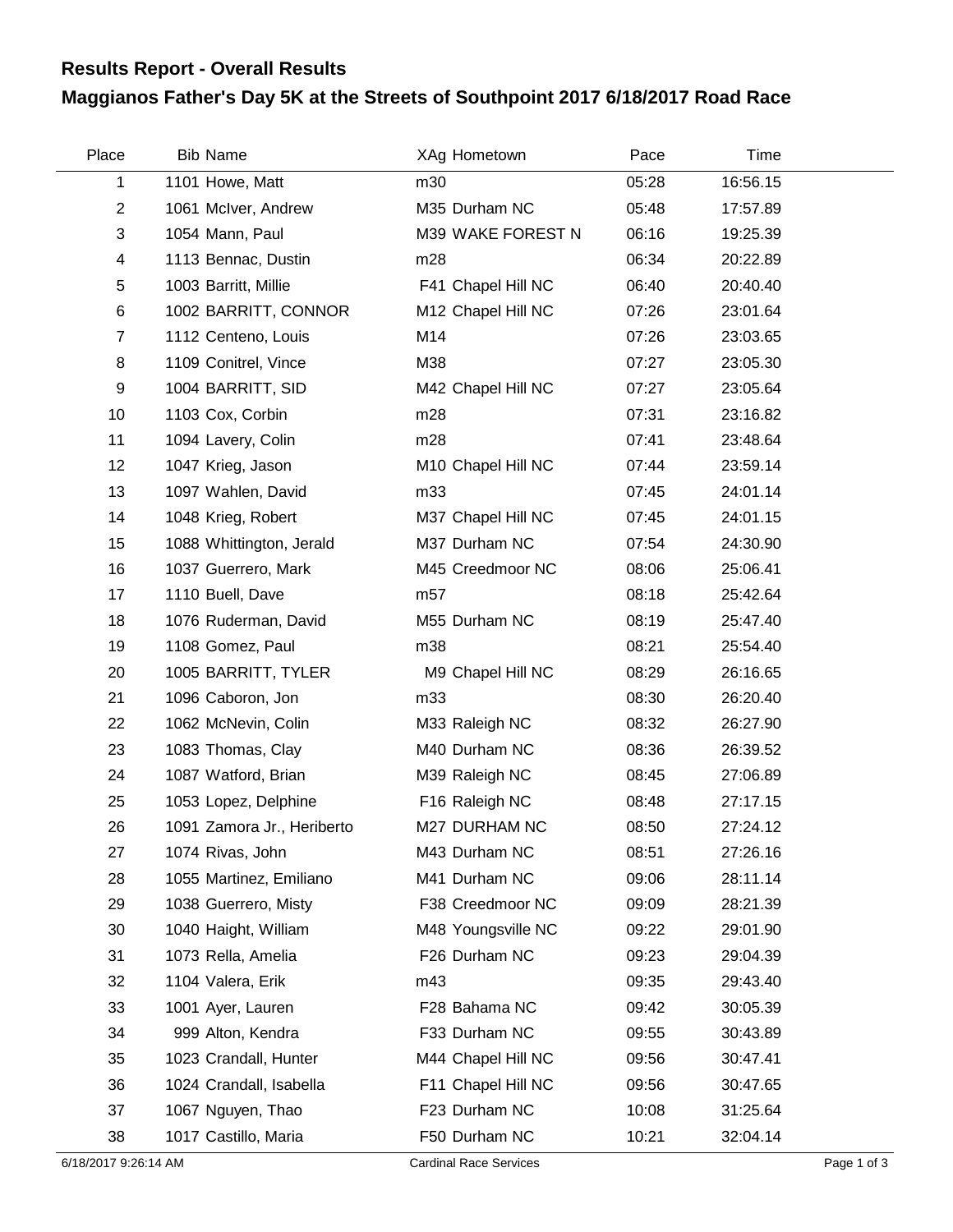# Results Report - Overall Results

## Maggianos Father's Day 5K at the Streets of Southpoint 2017 6/18/2017 Road Race

| Place | Bib | Name | XAg | Hometown | Pace | Time |
|---|---|---|---|---|---|---|
| 1 | 1101 | Howe, Matt | m30 | | 05:28 | 16:56.15 |
| 2 | 1061 | McIver, Andrew | M35 | Durham NC | 05:48 | 17:57.89 |
| 3 | 1054 | Mann, Paul | M39 | WAKE FOREST N | 06:16 | 19:25.39 |
| 4 | 1113 | Bennac, Dustin | m28 | | 06:34 | 20:22.89 |
| 5 | 1003 | Barritt, Millie | F41 | Chapel Hill NC | 06:40 | 20:40.40 |
| 6 | 1002 | BARRITT, CONNOR | M12 | Chapel Hill NC | 07:26 | 23:01.64 |
| 7 | 1112 | Centeno, Louis | M14 | | 07:26 | 23:03.65 |
| 8 | 1109 | Conitrel, Vince | M38 | | 07:27 | 23:05.30 |
| 9 | 1004 | BARRITT, SID | M42 | Chapel Hill NC | 07:27 | 23:05.64 |
| 10 | 1103 | Cox, Corbin | m28 | | 07:31 | 23:16.82 |
| 11 | 1094 | Lavery, Colin | m28 | | 07:41 | 23:48.64 |
| 12 | 1047 | Krieg, Jason | M10 | Chapel Hill NC | 07:44 | 23:59.14 |
| 13 | 1097 | Wahlen, David | m33 | | 07:45 | 24:01.14 |
| 14 | 1048 | Krieg, Robert | M37 | Chapel Hill NC | 07:45 | 24:01.15 |
| 15 | 1088 | Whittington, Jerald | M37 | Durham NC | 07:54 | 24:30.90 |
| 16 | 1037 | Guerrero, Mark | M45 | Creedmoor NC | 08:06 | 25:06.41 |
| 17 | 1110 | Buell, Dave | m57 | | 08:18 | 25:42.64 |
| 18 | 1076 | Ruderman, David | M55 | Durham NC | 08:19 | 25:47.40 |
| 19 | 1108 | Gomez, Paul | m38 | | 08:21 | 25:54.40 |
| 20 | 1005 | BARRITT, TYLER | M9 | Chapel Hill NC | 08:29 | 26:16.65 |
| 21 | 1096 | Caboron, Jon | m33 | | 08:30 | 26:20.40 |
| 22 | 1062 | McNevin, Colin | M33 | Raleigh NC | 08:32 | 26:27.90 |
| 23 | 1083 | Thomas, Clay | M40 | Durham NC | 08:36 | 26:39.52 |
| 24 | 1087 | Watford, Brian | M39 | Raleigh NC | 08:45 | 27:06.89 |
| 25 | 1053 | Lopez, Delphine | F16 | Raleigh NC | 08:48 | 27:17.15 |
| 26 | 1091 | Zamora Jr., Heriberto | M27 | DURHAM NC | 08:50 | 27:24.12 |
| 27 | 1074 | Rivas, John | M43 | Durham NC | 08:51 | 27:26.16 |
| 28 | 1055 | Martinez, Emiliano | M41 | Durham NC | 09:06 | 28:11.14 |
| 29 | 1038 | Guerrero, Misty | F38 | Creedmoor NC | 09:09 | 28:21.39 |
| 30 | 1040 | Haight, William | M48 | Youngsville NC | 09:22 | 29:01.90 |
| 31 | 1073 | Rella, Amelia | F26 | Durham NC | 09:23 | 29:04.39 |
| 32 | 1104 | Valera, Erik | m43 | | 09:35 | 29:43.40 |
| 33 | 1001 | Ayer, Lauren | F28 | Bahama NC | 09:42 | 30:05.39 |
| 34 | 999 | Alton, Kendra | F33 | Durham NC | 09:55 | 30:43.89 |
| 35 | 1023 | Crandall, Hunter | M44 | Chapel Hill NC | 09:56 | 30:47.41 |
| 36 | 1024 | Crandall, Isabella | F11 | Chapel Hill NC | 09:56 | 30:47.65 |
| 37 | 1067 | Nguyen, Thao | F23 | Durham NC | 10:08 | 31:25.64 |
| 38 | 1017 | Castillo, Maria | F50 | Durham NC | 10:21 | 32:04.14 |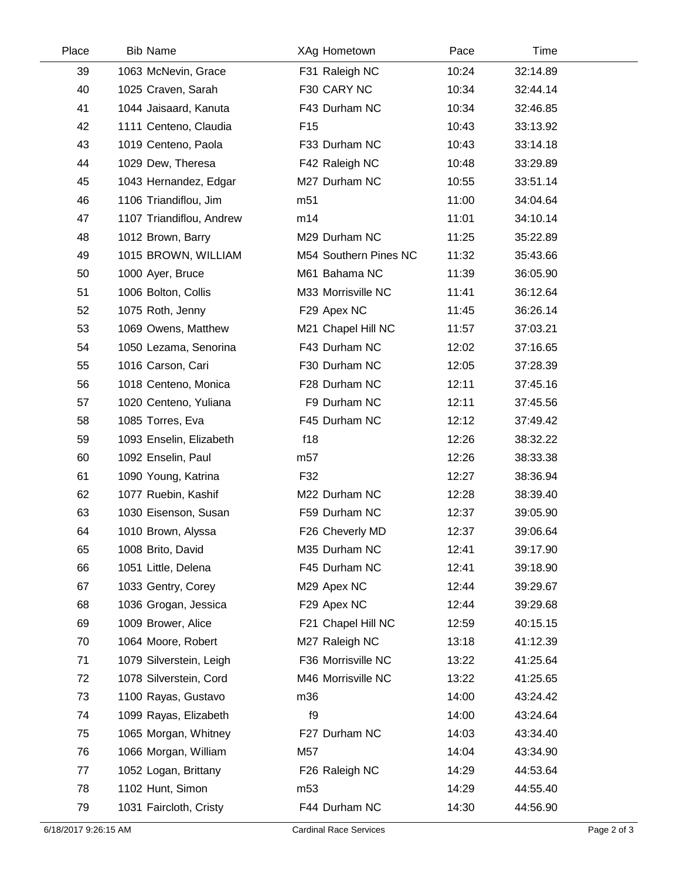| Place | Bib | Name | XAg | Hometown | Pace | Time |
|---|---|---|---|---|---|---|
| 39 | 1063 | McNevin, Grace | F31 | Raleigh NC | 10:24 | 32:14.89 |
| 40 | 1025 | Craven, Sarah | F30 | CARY NC | 10:34 | 32:44.14 |
| 41 | 1044 | Jaisaard, Kanuta | F43 | Durham NC | 10:34 | 32:46.85 |
| 42 | 1111 | Centeno, Claudia | F15 | | 10:43 | 33:13.92 |
| 43 | 1019 | Centeno, Paola | F33 | Durham NC | 10:43 | 33:14.18 |
| 44 | 1029 | Dew, Theresa | F42 | Raleigh NC | 10:48 | 33:29.89 |
| 45 | 1043 | Hernandez, Edgar | M27 | Durham NC | 10:55 | 33:51.14 |
| 46 | 1106 | Triandiflou, Jim | m51 | | 11:00 | 34:04.64 |
| 47 | 1107 | Triandiflou, Andrew | m14 | | 11:01 | 34:10.14 |
| 48 | 1012 | Brown, Barry | M29 | Durham NC | 11:25 | 35:22.89 |
| 49 | 1015 | BROWN, WILLIAM | M54 | Southern Pines NC | 11:32 | 35:43.66 |
| 50 | 1000 | Ayer, Bruce | M61 | Bahama NC | 11:39 | 36:05.90 |
| 51 | 1006 | Bolton, Collis | M33 | Morrisville NC | 11:41 | 36:12.64 |
| 52 | 1075 | Roth, Jenny | F29 | Apex NC | 11:45 | 36:26.14 |
| 53 | 1069 | Owens, Matthew | M21 | Chapel Hill NC | 11:57 | 37:03.21 |
| 54 | 1050 | Lezama, Senorina | F43 | Durham NC | 12:02 | 37:16.65 |
| 55 | 1016 | Carson, Cari | F30 | Durham NC | 12:05 | 37:28.39 |
| 56 | 1018 | Centeno, Monica | F28 | Durham NC | 12:11 | 37:45.16 |
| 57 | 1020 | Centeno, Yuliana | F9 | Durham NC | 12:11 | 37:45.56 |
| 58 | 1085 | Torres, Eva | F45 | Durham NC | 12:12 | 37:49.42 |
| 59 | 1093 | Enselin, Elizabeth | f18 | | 12:26 | 38:32.22 |
| 60 | 1092 | Enselin, Paul | m57 | | 12:26 | 38:33.38 |
| 61 | 1090 | Young, Katrina | F32 | | 12:27 | 38:36.94 |
| 62 | 1077 | Ruebin, Kashif | M22 | Durham NC | 12:28 | 38:39.40 |
| 63 | 1030 | Eisenson, Susan | F59 | Durham NC | 12:37 | 39:05.90 |
| 64 | 1010 | Brown, Alyssa | F26 | Cheverly MD | 12:37 | 39:06.64 |
| 65 | 1008 | Brito, David | M35 | Durham NC | 12:41 | 39:17.90 |
| 66 | 1051 | Little, Delena | F45 | Durham NC | 12:41 | 39:18.90 |
| 67 | 1033 | Gentry, Corey | M29 | Apex NC | 12:44 | 39:29.67 |
| 68 | 1036 | Grogan, Jessica | F29 | Apex NC | 12:44 | 39:29.68 |
| 69 | 1009 | Brower, Alice | F21 | Chapel Hill NC | 12:59 | 40:15.15 |
| 70 | 1064 | Moore, Robert | M27 | Raleigh NC | 13:18 | 41:12.39 |
| 71 | 1079 | Silverstein, Leigh | F36 | Morrisville NC | 13:22 | 41:25.64 |
| 72 | 1078 | Silverstein, Cord | M46 | Morrisville NC | 13:22 | 41:25.65 |
| 73 | 1100 | Rayas, Gustavo | m36 | | 14:00 | 43:24.42 |
| 74 | 1099 | Rayas, Elizabeth | f9 | | 14:00 | 43:24.64 |
| 75 | 1065 | Morgan, Whitney | F27 | Durham NC | 14:03 | 43:34.40 |
| 76 | 1066 | Morgan, William | M57 | | 14:04 | 43:34.90 |
| 77 | 1052 | Logan, Brittany | F26 | Raleigh NC | 14:29 | 44:53.64 |
| 78 | 1102 | Hunt, Simon | m53 | | 14:29 | 44:55.40 |
| 79 | 1031 | Faircloth, Cristy | F44 | Durham NC | 14:30 | 44:56.90 |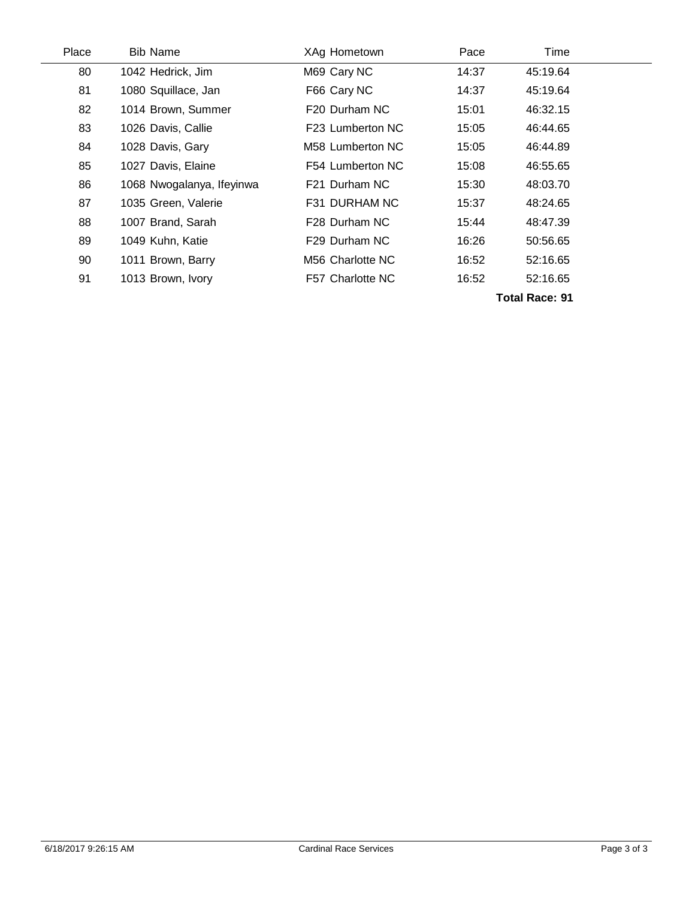| Place | Bib | Name | XAg | Hometown | Pace | Time |
|---|---|---|---|---|---|---|
| 80 | 1042 | Hedrick, Jim | M69 | Cary NC | 14:37 | 45:19.64 |
| 81 | 1080 | Squillace, Jan | F66 | Cary NC | 14:37 | 45:19.64 |
| 82 | 1014 | Brown, Summer | F20 | Durham NC | 15:01 | 46:32.15 |
| 83 | 1026 | Davis, Callie | F23 | Lumberton NC | 15:05 | 46:44.65 |
| 84 | 1028 | Davis, Gary | M58 | Lumberton NC | 15:05 | 46:44.89 |
| 85 | 1027 | Davis, Elaine | F54 | Lumberton NC | 15:08 | 46:55.65 |
| 86 | 1068 | Nwogalanya, Ifeyinwa | F21 | Durham NC | 15:30 | 48:03.70 |
| 87 | 1035 | Green, Valerie | F31 | DURHAM NC | 15:37 | 48:24.65 |
| 88 | 1007 | Brand, Sarah | F28 | Durham NC | 15:44 | 48:47.39 |
| 89 | 1049 | Kuhn, Katie | F29 | Durham NC | 16:26 | 50:56.65 |
| 90 | 1011 | Brown, Barry | M56 | Charlotte NC | 16:52 | 52:16.65 |
| 91 | 1013 | Brown, Ivory | F57 | Charlotte NC | 16:52 | 52:16.65 |

**Total Race: 91**

6/18/2017 9:26:15 AM

Cardinal Race Services